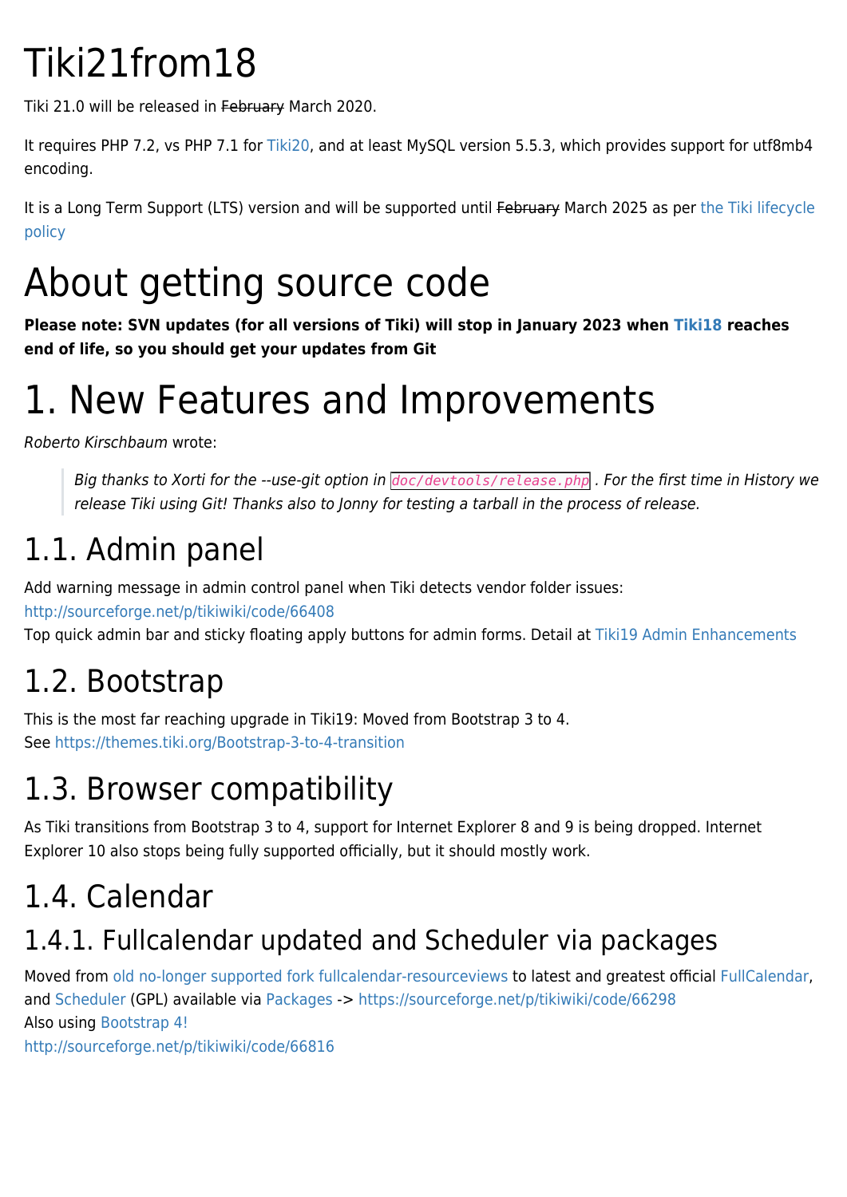# Tiki21from18

Tiki 21.0 will be released in ~~February~~ March 2020.

It requires PHP 7.2, vs PHP 7.1 for Tiki20, and at least MySQL version 5.5.3, which provides support for utf8mb4 encoding.

It is a Long Term Support (LTS) version and will be supported until ~~February~~ March 2025 as per the Tiki lifecycle policy

# About getting source code

**Please note: SVN updates (for all versions of Tiki) will stop in January 2023 when Tiki18 reaches end of life, so you should get your updates from Git**

# 1. New Features and Improvements

*Roberto Kirschbaum* wrote:

> *Big thanks to Xorti for the --use-git option in `doc/devtools/release.php` . For the first time in History we release Tiki using Git! Thanks also to Jonny for testing a tarball in the process of release.*

## 1.1. Admin panel

Add warning message in admin control panel when Tiki detects vendor folder issues: http://sourceforge.net/p/tikiwiki/code/66408
Top quick admin bar and sticky floating apply buttons for admin forms. Detail at Tiki19 Admin Enhancements

## 1.2. Bootstrap

This is the most far reaching upgrade in Tiki19: Moved from Bootstrap 3 to 4.
See https://themes.tiki.org/Bootstrap-3-to-4-transition

## 1.3. Browser compatibility

As Tiki transitions from Bootstrap 3 to 4, support for Internet Explorer 8 and 9 is being dropped. Internet Explorer 10 also stops being fully supported officially, but it should mostly work.

## 1.4. Calendar

### 1.4.1. Fullcalendar updated and Scheduler via packages

Moved from old no-longer supported fork fullcalendar-resourceviews to latest and greatest official FullCalendar, and Scheduler (GPL) available via Packages -> https://sourceforge.net/p/tikiwiki/code/66298
Also using Bootstrap 4!
http://sourceforge.net/p/tikiwiki/code/66816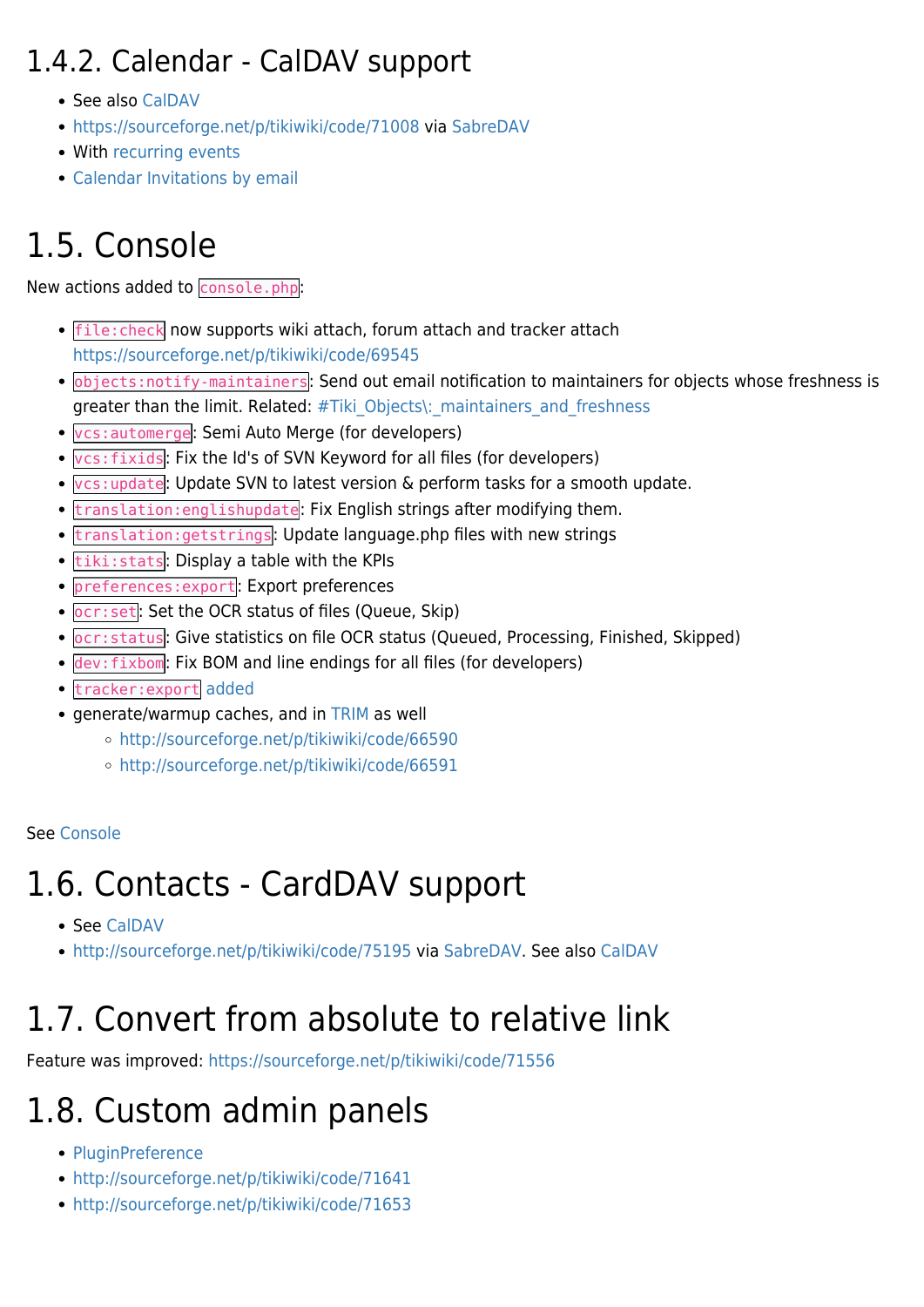## 1.4.2. Calendar - CalDAV support

- See also CalDAV
- https://sourceforge.net/p/tikiwiki/code/71008 via SabreDAV
- With recurring events
- Calendar Invitations by email

# 1.5. Console

New actions added to `console.php`:

- `file:check` now supports wiki attach, forum attach and tracker attach https://sourceforge.net/p/tikiwiki/code/69545
- `objects:notify-maintainers`: Send out email notification to maintainers for objects whose freshness is greater than the limit. Related: #Tiki_Objects\:_maintainers_and_freshness
- `vcs:automerge`: Semi Auto Merge (for developers)
- `vcs:fixids`: Fix the Id's of SVN Keyword for all files (for developers)
- `vcs:update`: Update SVN to latest version & perform tasks for a smooth update.
- `translation:englishupdate`: Fix English strings after modifying them.
- `translation:getstrings`: Update language.php files with new strings
- `tiki:stats`: Display a table with the KPIs
- `preferences:export`: Export preferences
- `ocr:set`: Set the OCR status of files (Queue, Skip)
- `ocr:status`: Give statistics on file OCR status (Queued, Processing, Finished, Skipped)
- `dev:fixbom`: Fix BOM and line endings for all files (for developers)
- `tracker:export` added
- generate/warmup caches, and in TRIM as well
  - http://sourceforge.net/p/tikiwiki/code/66590
  - http://sourceforge.net/p/tikiwiki/code/66591

See Console

# 1.6. Contacts - CardDAV support

- See CalDAV
- http://sourceforge.net/p/tikiwiki/code/75195 via SabreDAV. See also CalDAV

# 1.7. Convert from absolute to relative link

Feature was improved: https://sourceforge.net/p/tikiwiki/code/71556

# 1.8. Custom admin panels

- PluginPreference
- http://sourceforge.net/p/tikiwiki/code/71641
- http://sourceforge.net/p/tikiwiki/code/71653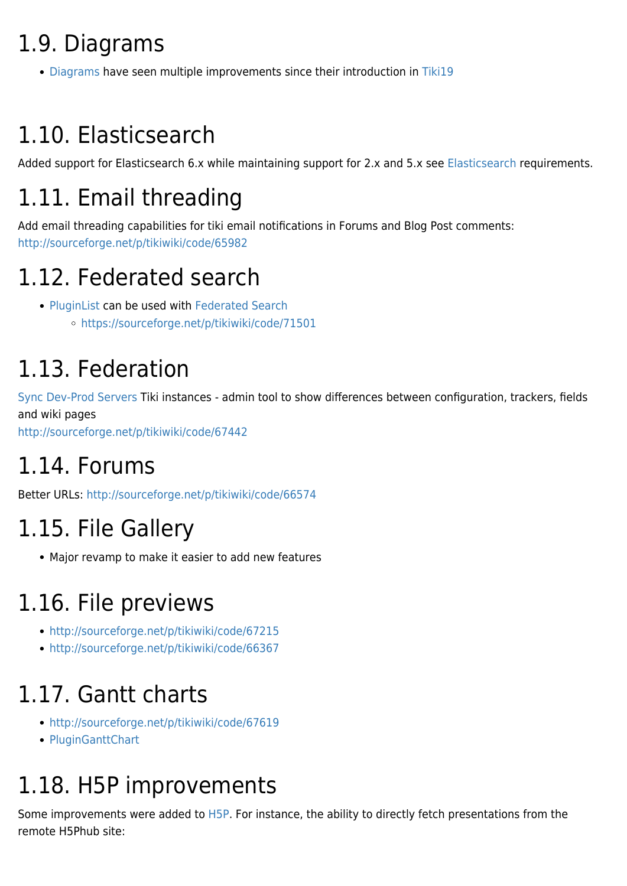## 1.9. Diagrams

- Diagrams have seen multiple improvements since their introduction in Tiki19

## 1.10. Elasticsearch

Added support for Elasticsearch 6.x while maintaining support for 2.x and 5.x see Elasticsearch requirements.

## 1.11. Email threading

Add email threading capabilities for tiki email notifications in Forums and Blog Post comments:
http://sourceforge.net/p/tikiwiki/code/65982

## 1.12. Federated search

- PluginList can be used with Federated Search
  - https://sourceforge.net/p/tikiwiki/code/71501

## 1.13. Federation

Sync Dev-Prod Servers Tiki instances - admin tool to show differences between configuration, trackers, fields and wiki pages
http://sourceforge.net/p/tikiwiki/code/67442

## 1.14. Forums

Better URLs: http://sourceforge.net/p/tikiwiki/code/66574

## 1.15. File Gallery

- Major revamp to make it easier to add new features

## 1.16. File previews

- http://sourceforge.net/p/tikiwiki/code/67215
- http://sourceforge.net/p/tikiwiki/code/66367

## 1.17. Gantt charts

- http://sourceforge.net/p/tikiwiki/code/67619
- PluginGanttChart

## 1.18. H5P improvements

Some improvements were added to H5P. For instance, the ability to directly fetch presentations from the remote H5Phub site: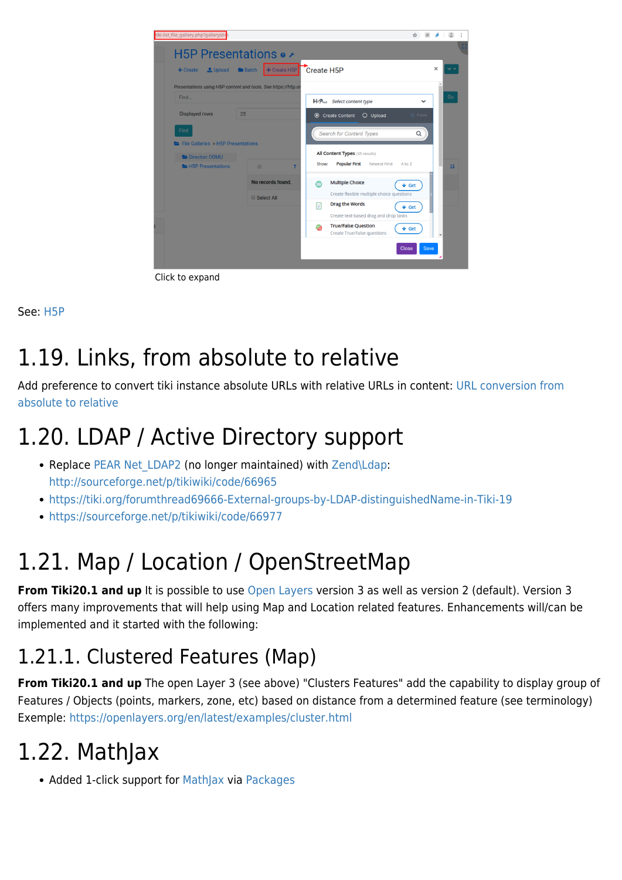Click to expand

See: H5P

# 1.19. Links, from absolute to relative

Add preference to convert tiki instance absolute URLs with relative URLs in content: URL conversion from absolute to relative

# 1.20. LDAP / Active Directory support

- Replace PEAR Net_LDAP2 (no longer maintained) with Zend\Ldap: http://sourceforge.net/p/tikiwiki/code/66965
- https://tiki.org/forumthread69666-External-groups-by-LDAP-distinguishedName-in-Tiki-19
- https://sourceforge.net/p/tikiwiki/code/66977

# 1.21. Map / Location / OpenStreetMap

**From Tiki20.1 and up** It is possible to use Open Layers version 3 as well as version 2 (default). Version 3 offers many improvements that will help using Map and Location related features. Enhancements will/can be implemented and it started with the following:

## 1.21.1. Clustered Features (Map)

**From Tiki20.1 and up** The open Layer 3 (see above) "Clusters Features" add the capability to display group of Features / Objects (points, markers, zone, etc) based on distance from a determined feature (see terminology) Exemple: https://openlayers.org/en/latest/examples/cluster.html

# 1.22. MathJax

- Added 1-click support for MathJax via Packages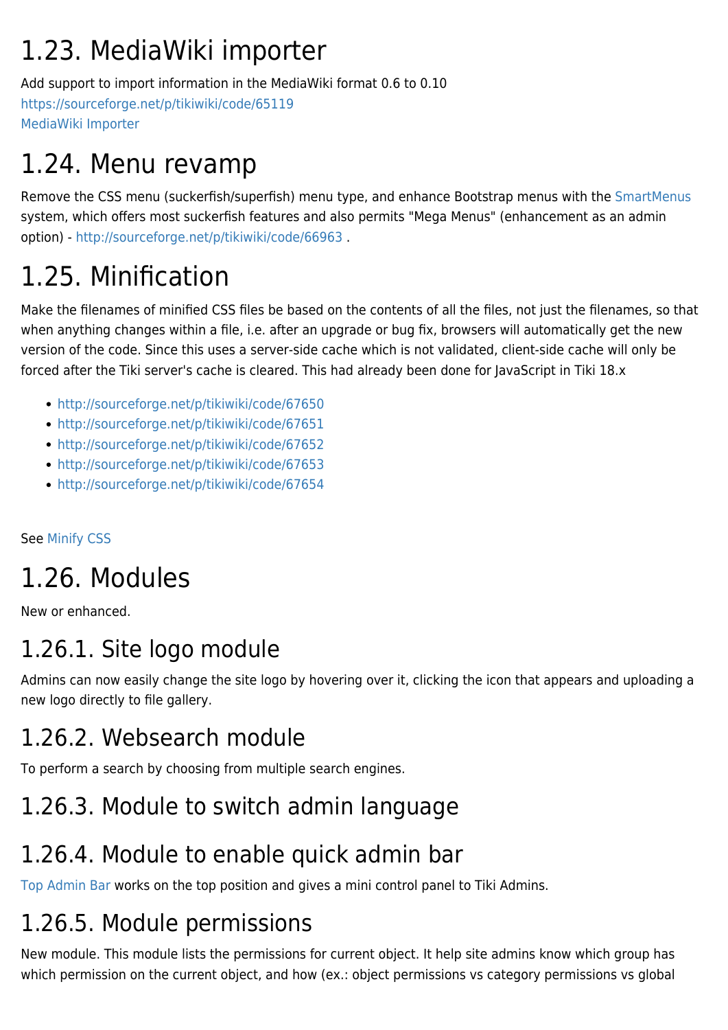# 1.23. MediaWiki importer

Add support to import information in the MediaWiki format 0.6 to 0.10
https://sourceforge.net/p/tikiwiki/code/65119
MediaWiki Importer

# 1.24. Menu revamp

Remove the CSS menu (suckerfish/superfish) menu type, and enhance Bootstrap menus with the SmartMenus system, which offers most suckerfish features and also permits "Mega Menus" (enhancement as an admin option) - http://sourceforge.net/p/tikiwiki/code/66963 .

# 1.25. Minification

Make the filenames of minified CSS files be based on the contents of all the files, not just the filenames, so that when anything changes within a file, i.e. after an upgrade or bug fix, browsers will automatically get the new version of the code. Since this uses a server-side cache which is not validated, client-side cache will only be forced after the Tiki server's cache is cleared. This had already been done for JavaScript in Tiki 18.x

- http://sourceforge.net/p/tikiwiki/code/67650
- http://sourceforge.net/p/tikiwiki/code/67651
- http://sourceforge.net/p/tikiwiki/code/67652
- http://sourceforge.net/p/tikiwiki/code/67653
- http://sourceforge.net/p/tikiwiki/code/67654

See Minify CSS

# 1.26. Modules

New or enhanced.

## 1.26.1. Site logo module

Admins can now easily change the site logo by hovering over it, clicking the icon that appears and uploading a new logo directly to file gallery.

## 1.26.2. Websearch module

To perform a search by choosing from multiple search engines.

## 1.26.3. Module to switch admin language

## 1.26.4. Module to enable quick admin bar

Top Admin Bar works on the top position and gives a mini control panel to Tiki Admins.

## 1.26.5. Module permissions

New module. This module lists the permissions for current object. It help site admins know which group has which permission on the current object, and how (ex.: object permissions vs category permissions vs global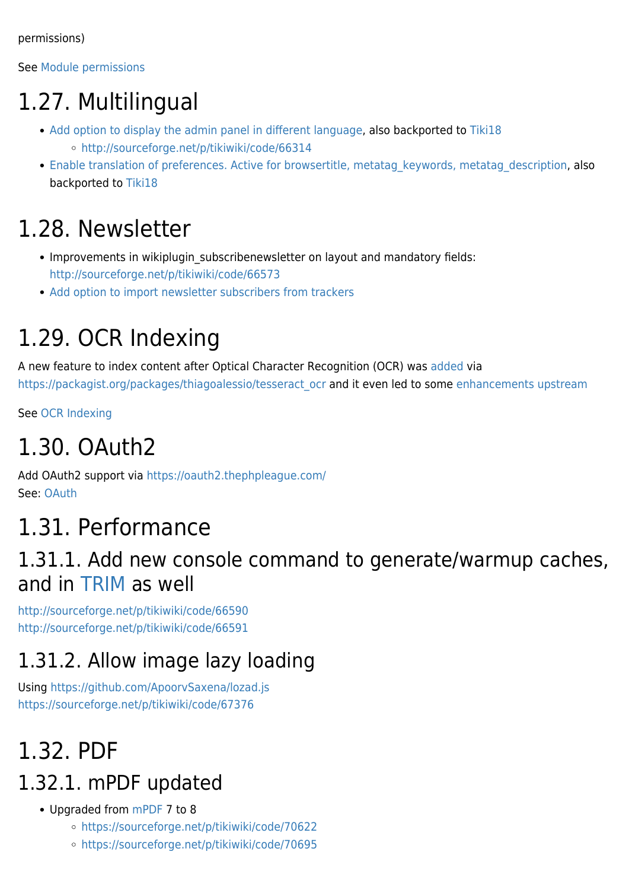permissions)

See Module permissions

# 1.27. Multilingual

- Add option to display the admin panel in different language, also backported to Tiki18
  - http://sourceforge.net/p/tikiwiki/code/66314
- Enable translation of preferences. Active for browsertitle, metatag_keywords, metatag_description, also backported to Tiki18

# 1.28. Newsletter

- Improvements in wikiplugin_subscribenewsletter on layout and mandatory fields: http://sourceforge.net/p/tikiwiki/code/66573
- Add option to import newsletter subscribers from trackers

# 1.29. OCR Indexing

A new feature to index content after Optical Character Recognition (OCR) was added via https://packagist.org/packages/thiagoalessio/tesseract_ocr and it even led to some enhancements upstream

See OCR Indexing

# 1.30. OAuth2

Add OAuth2 support via https://oauth2.thephpleague.com/
See: OAuth

# 1.31. Performance

## 1.31.1. Add new console command to generate/warmup caches, and in TRIM as well

http://sourceforge.net/p/tikiwiki/code/66590
http://sourceforge.net/p/tikiwiki/code/66591

## 1.31.2. Allow image lazy loading

Using https://github.com/ApoorvSaxena/lozad.js
https://sourceforge.net/p/tikiwiki/code/67376

# 1.32. PDF

## 1.32.1. mPDF updated

- Upgraded from mPDF 7 to 8
  - https://sourceforge.net/p/tikiwiki/code/70622
  - https://sourceforge.net/p/tikiwiki/code/70695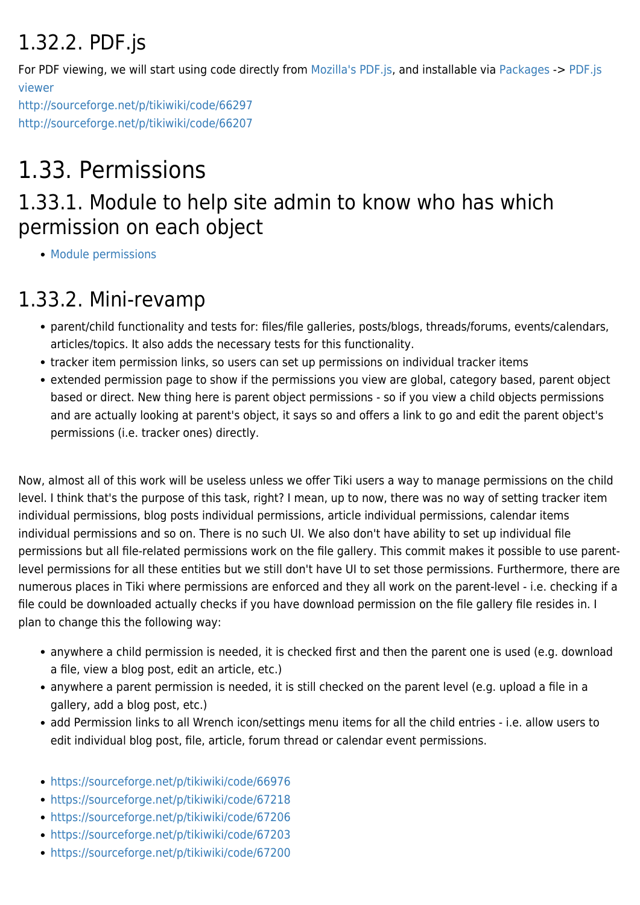### 1.32.2. PDF.js

For PDF viewing, we will start using code directly from Mozilla's PDF.js, and installable via Packages -> PDF.js viewer
http://sourceforge.net/p/tikiwiki/code/66297
http://sourceforge.net/p/tikiwiki/code/66207

## 1.33. Permissions

### 1.33.1. Module to help site admin to know who has which permission on each object

- Module permissions

### 1.33.2. Mini-revamp

- parent/child functionality and tests for: files/file galleries, posts/blogs, threads/forums, events/calendars, articles/topics. It also adds the necessary tests for this functionality.
- tracker item permission links, so users can set up permissions on individual tracker items
- extended permission page to show if the permissions you view are global, category based, parent object based or direct. New thing here is parent object permissions - so if you view a child objects permissions and are actually looking at parent's object, it says so and offers a link to go and edit the parent object's permissions (i.e. tracker ones) directly.

Now, almost all of this work will be useless unless we offer Tiki users a way to manage permissions on the child level. I think that's the purpose of this task, right? I mean, up to now, there was no way of setting tracker item individual permissions, blog posts individual permissions, article individual permissions, calendar items individual permissions and so on. There is no such UI. We also don't have ability to set up individual file permissions but all file-related permissions work on the file gallery. This commit makes it possible to use parent-level permissions for all these entities but we still don't have UI to set those permissions. Furthermore, there are numerous places in Tiki where permissions are enforced and they all work on the parent-level - i.e. checking if a file could be downloaded actually checks if you have download permission on the file gallery file resides in. I plan to change this the following way:

- anywhere a child permission is needed, it is checked first and then the parent one is used (e.g. download a file, view a blog post, edit an article, etc.)
- anywhere a parent permission is needed, it is still checked on the parent level (e.g. upload a file in a gallery, add a blog post, etc.)
- add Permission links to all Wrench icon/settings menu items for all the child entries - i.e. allow users to edit individual blog post, file, article, forum thread or calendar event permissions.

- https://sourceforge.net/p/tikiwiki/code/66976
- https://sourceforge.net/p/tikiwiki/code/67218
- https://sourceforge.net/p/tikiwiki/code/67206
- https://sourceforge.net/p/tikiwiki/code/67203
- https://sourceforge.net/p/tikiwiki/code/67200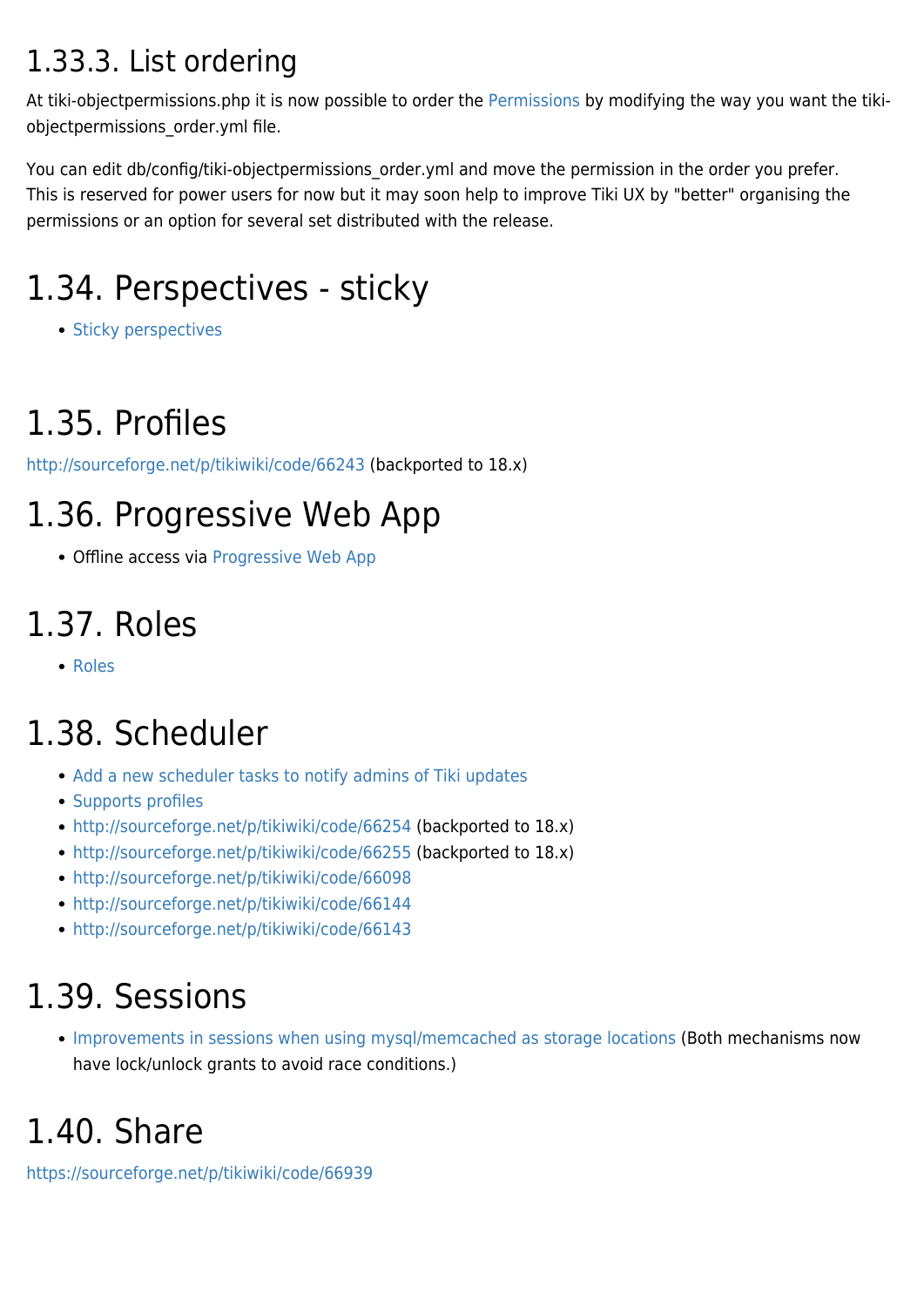### 1.33.3. List ordering

At tiki-objectpermissions.php it is now possible to order the Permissions by modifying the way you want the tiki-objectpermissions_order.yml file.

You can edit db/config/tiki-objectpermissions_order.yml and move the permission in the order you prefer. This is reserved for power users for now but it may soon help to improve Tiki UX by "better" organising the permissions or an option for several set distributed with the release.

## 1.34. Perspectives - sticky

- Sticky perspectives

## 1.35. Profiles

http://sourceforge.net/p/tikiwiki/code/66243 (backported to 18.x)

## 1.36. Progressive Web App

- Offline access via Progressive Web App

## 1.37. Roles

- Roles

## 1.38. Scheduler

- Add a new scheduler tasks to notify admins of Tiki updates
- Supports profiles
- http://sourceforge.net/p/tikiwiki/code/66254 (backported to 18.x)
- http://sourceforge.net/p/tikiwiki/code/66255 (backported to 18.x)
- http://sourceforge.net/p/tikiwiki/code/66098
- http://sourceforge.net/p/tikiwiki/code/66144
- http://sourceforge.net/p/tikiwiki/code/66143

## 1.39. Sessions

- Improvements in sessions when using mysql/memcached as storage locations (Both mechanisms now have lock/unlock grants to avoid race conditions.)

## 1.40. Share

https://sourceforge.net/p/tikiwiki/code/66939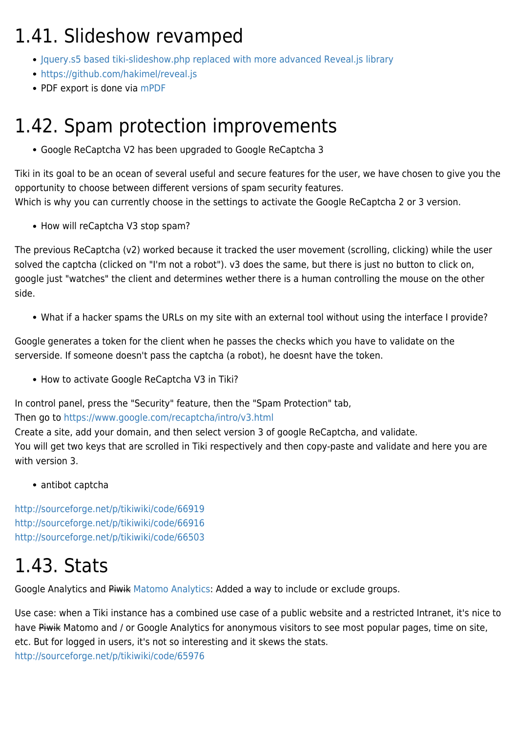# 1.41. Slideshow revamped

- Jquery.s5 based tiki-slideshow.php replaced with more advanced Reveal.js library
- https://github.com/hakimel/reveal.js
- PDF export is done via mPDF

# 1.42. Spam protection improvements

- Google ReCaptcha V2 has been upgraded to Google ReCaptcha 3

Tiki in its goal to be an ocean of several useful and secure features for the user, we have chosen to give you the opportunity to choose between different versions of spam security features.
Which is why you can currently choose in the settings to activate the Google ReCaptcha 2 or 3 version.

- How will reCaptcha V3 stop spam?

The previous ReCaptcha (v2) worked because it tracked the user movement (scrolling, clicking) while the user solved the captcha (clicked on "I'm not a robot"). v3 does the same, but there is just no button to click on, google just "watches" the client and determines wether there is a human controlling the mouse on the other side.

- What if a hacker spams the URLs on my site with an external tool without using the interface I provide?

Google generates a token for the client when he passes the checks which you have to validate on the serverside. If someone doesn't pass the captcha (a robot), he doesnt have the token.

- How to activate Google ReCaptcha V3 in Tiki?

In control panel, press the "Security" feature, then the "Spam Protection" tab,
Then go to https://www.google.com/recaptcha/intro/v3.html
Create a site, add your domain, and then select version 3 of google ReCaptcha, and validate.
You will get two keys that are scrolled in Tiki respectively and then copy-paste and validate and here you are with version 3.

- antibot captcha

http://sourceforge.net/p/tikiwiki/code/66919
http://sourceforge.net/p/tikiwiki/code/66916
http://sourceforge.net/p/tikiwiki/code/66503

# 1.43. Stats

Google Analytics and ~~Piwik~~ Matomo Analytics: Added a way to include or exclude groups.

Use case: when a Tiki instance has a combined use case of a public website and a restricted Intranet, it's nice to have ~~Piwik~~ Matomo and / or Google Analytics for anonymous visitors to see most popular pages, time on site, etc. But for logged in users, it's not so interesting and it skews the stats.
http://sourceforge.net/p/tikiwiki/code/65976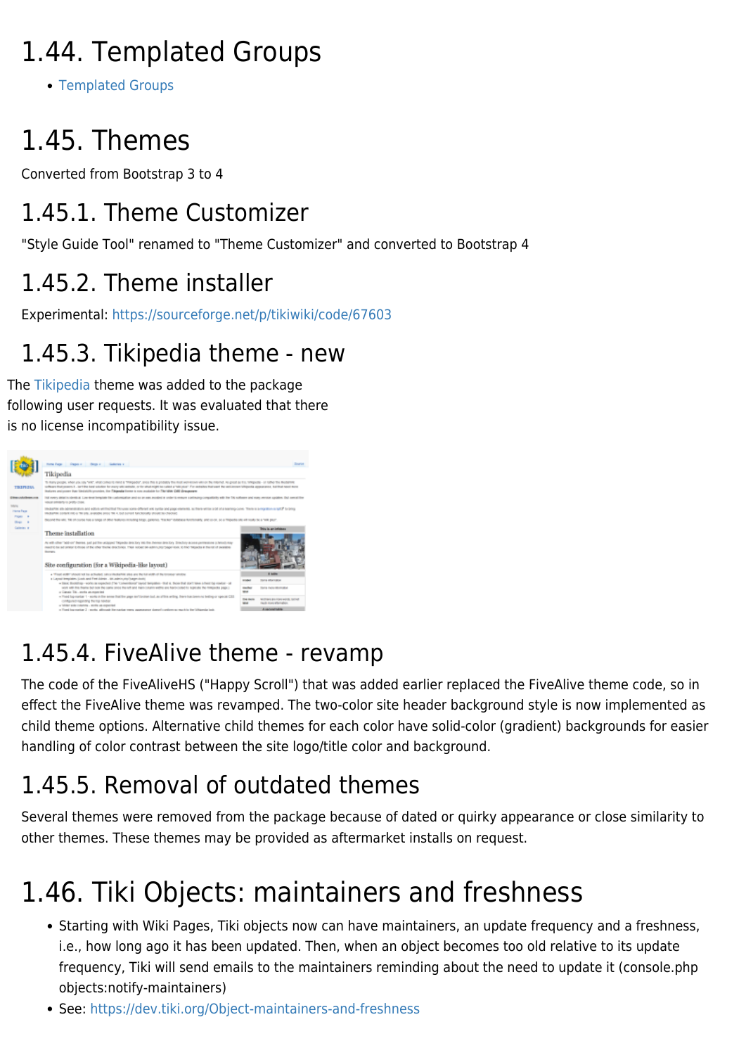# 1.44. Templated Groups

- Templated Groups

# 1.45. Themes

Converted from Bootstrap 3 to 4

## 1.45.1. Theme Customizer

"Style Guide Tool" renamed to "Theme Customizer" and converted to Bootstrap 4

## 1.45.2. Theme installer

Experimental: https://sourceforge.net/p/tikiwiki/code/67603

## 1.45.3. Tikipedia theme - new

The Tikipedia theme was added to the package following user requests. It was evaluated that there is no license incompatibility issue.

## 1.45.4. FiveAlive theme - revamp

The code of the FiveAliveHS ("Happy Scroll") that was added earlier replaced the FiveAlive theme code, so in effect the FiveAlive theme was revamped. The two-color site header background style is now implemented as child theme options. Alternative child themes for each color have solid-color (gradient) backgrounds for easier handling of color contrast between the site logo/title color and background.

## 1.45.5. Removal of outdated themes

Several themes were removed from the package because of dated or quirky appearance or close similarity to other themes. These themes may be provided as aftermarket installs on request.

# 1.46. Tiki Objects: maintainers and freshness

- Starting with Wiki Pages, Tiki objects now can have maintainers, an update frequency and a freshness, i.e., how long ago it has been updated. Then, when an object becomes too old relative to its update frequency, Tiki will send emails to the maintainers reminding about the need to update it (console.php objects:notify-maintainers)
- See: https://dev.tiki.org/Object-maintainers-and-freshness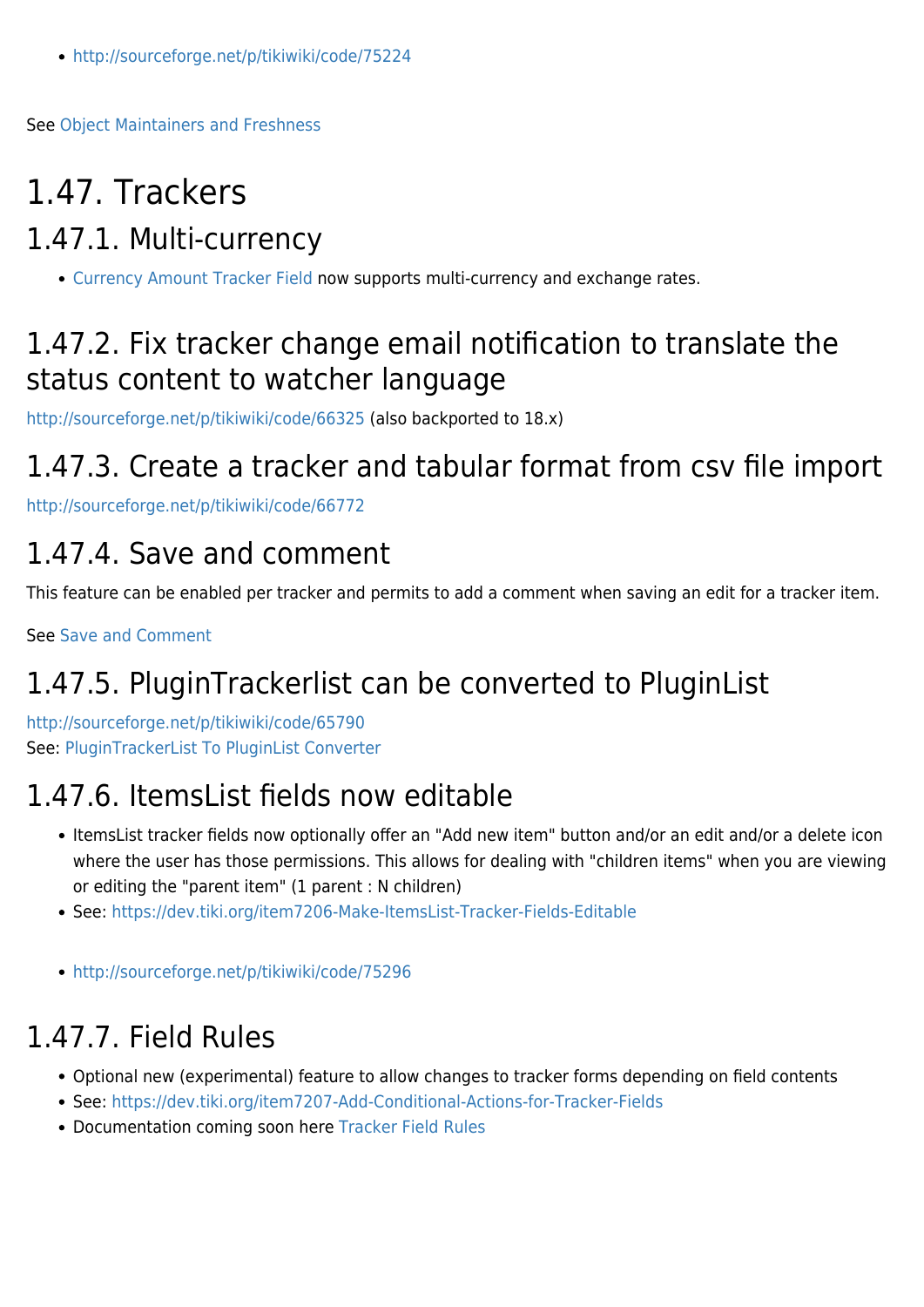- http://sourceforge.net/p/tikiwiki/code/75224

See Object Maintainers and Freshness

# 1.47. Trackers

## 1.47.1. Multi-currency

- Currency Amount Tracker Field now supports multi-currency and exchange rates.

## 1.47.2. Fix tracker change email notification to translate the status content to watcher language

http://sourceforge.net/p/tikiwiki/code/66325 (also backported to 18.x)

## 1.47.3. Create a tracker and tabular format from csv file import

http://sourceforge.net/p/tikiwiki/code/66772

## 1.47.4. Save and comment

This feature can be enabled per tracker and permits to add a comment when saving an edit for a tracker item.

See Save and Comment

## 1.47.5. PluginTrackerlist can be converted to PluginList

http://sourceforge.net/p/tikiwiki/code/65790
See: PluginTrackerList To PluginList Converter

## 1.47.6. ItemsList fields now editable

- ItemsList tracker fields now optionally offer an "Add new item" button and/or an edit and/or a delete icon where the user has those permissions. This allows for dealing with "children items" when you are viewing or editing the "parent item" (1 parent : N children)
- See: https://dev.tiki.org/item7206-Make-ItemsList-Tracker-Fields-Editable

- http://sourceforge.net/p/tikiwiki/code/75296

## 1.47.7. Field Rules

- Optional new (experimental) feature to allow changes to tracker forms depending on field contents
- See: https://dev.tiki.org/item7207-Add-Conditional-Actions-for-Tracker-Fields
- Documentation coming soon here Tracker Field Rules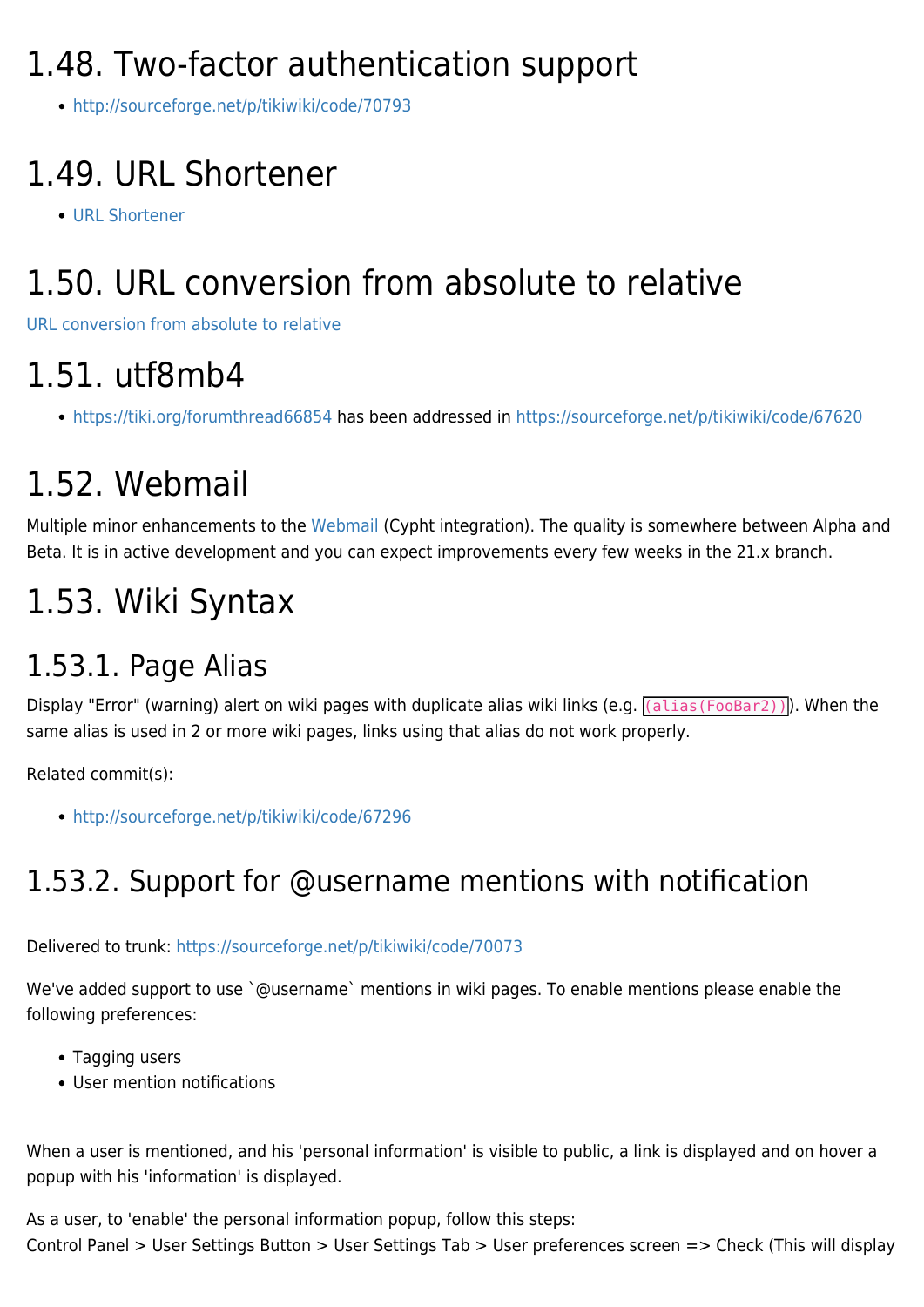# 1.48. Two-factor authentication support

- http://sourceforge.net/p/tikiwiki/code/70793

# 1.49. URL Shortener

- URL Shortener

# 1.50. URL conversion from absolute to relative

URL conversion from absolute to relative

# 1.51. utf8mb4

- https://tiki.org/forumthread66854 has been addressed in https://sourceforge.net/p/tikiwiki/code/67620

# 1.52. Webmail

Multiple minor enhancements to the Webmail (Cypht integration). The quality is somewhere between Alpha and Beta. It is in active development and you can expect improvements every few weeks in the 21.x branch.

# 1.53. Wiki Syntax

## 1.53.1. Page Alias

Display "Error" (warning) alert on wiki pages with duplicate alias wiki links (e.g. `(alias(FooBar2))`). When the same alias is used in 2 or more wiki pages, links using that alias do not work properly.

Related commit(s):

- http://sourceforge.net/p/tikiwiki/code/67296

## 1.53.2. Support for @username mentions with notification

Delivered to trunk: https://sourceforge.net/p/tikiwiki/code/70073

We've added support to use `@username` mentions in wiki pages. To enable mentions please enable the following preferences:

- Tagging users
- User mention notifications

When a user is mentioned, and his 'personal information' is visible to public, a link is displayed and on hover a popup with his 'information' is displayed.

As a user, to 'enable' the personal information popup, follow this steps:
Control Panel > User Settings Button > User Settings Tab > User preferences screen => Check (This will display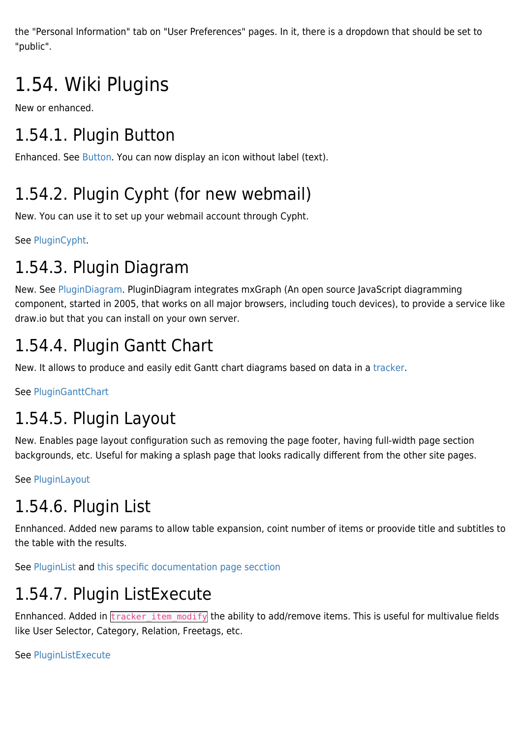the "Personal Information" tab on "User Preferences" pages. In it, there is a dropdown that should be set to "public".

# 1.54. Wiki Plugins

New or enhanced.

## 1.54.1. Plugin Button

Enhanced. See Button. You can now display an icon without label (text).

## 1.54.2. Plugin Cypht (for new webmail)

New. You can use it to set up your webmail account through Cypht.

See PluginCypht.

## 1.54.3. Plugin Diagram

New. See PluginDiagram. PluginDiagram integrates mxGraph (An open source JavaScript diagramming component, started in 2005, that works on all major browsers, including touch devices), to provide a service like draw.io but that you can install on your own server.

## 1.54.4. Plugin Gantt Chart

New. It allows to produce and easily edit Gantt chart diagrams based on data in a tracker.

See PluginGanttChart

## 1.54.5. Plugin Layout

New. Enables page layout configuration such as removing the page footer, having full-width page section backgrounds, etc. Useful for making a splash page that looks radically different from the other site pages.

See PluginLayout

## 1.54.6. Plugin List

Ennhanced. Added new params to allow table expansion, coint number of items or proovide title and subtitles to the table with the results.

See PluginList and this specific documentation page secction

## 1.54.7. Plugin ListExecute

Ennhanced. Added in `tracker_item_modify` the ability to add/remove items. This is useful for multivalue fields like User Selector, Category, Relation, Freetags, etc.

See PluginListExecute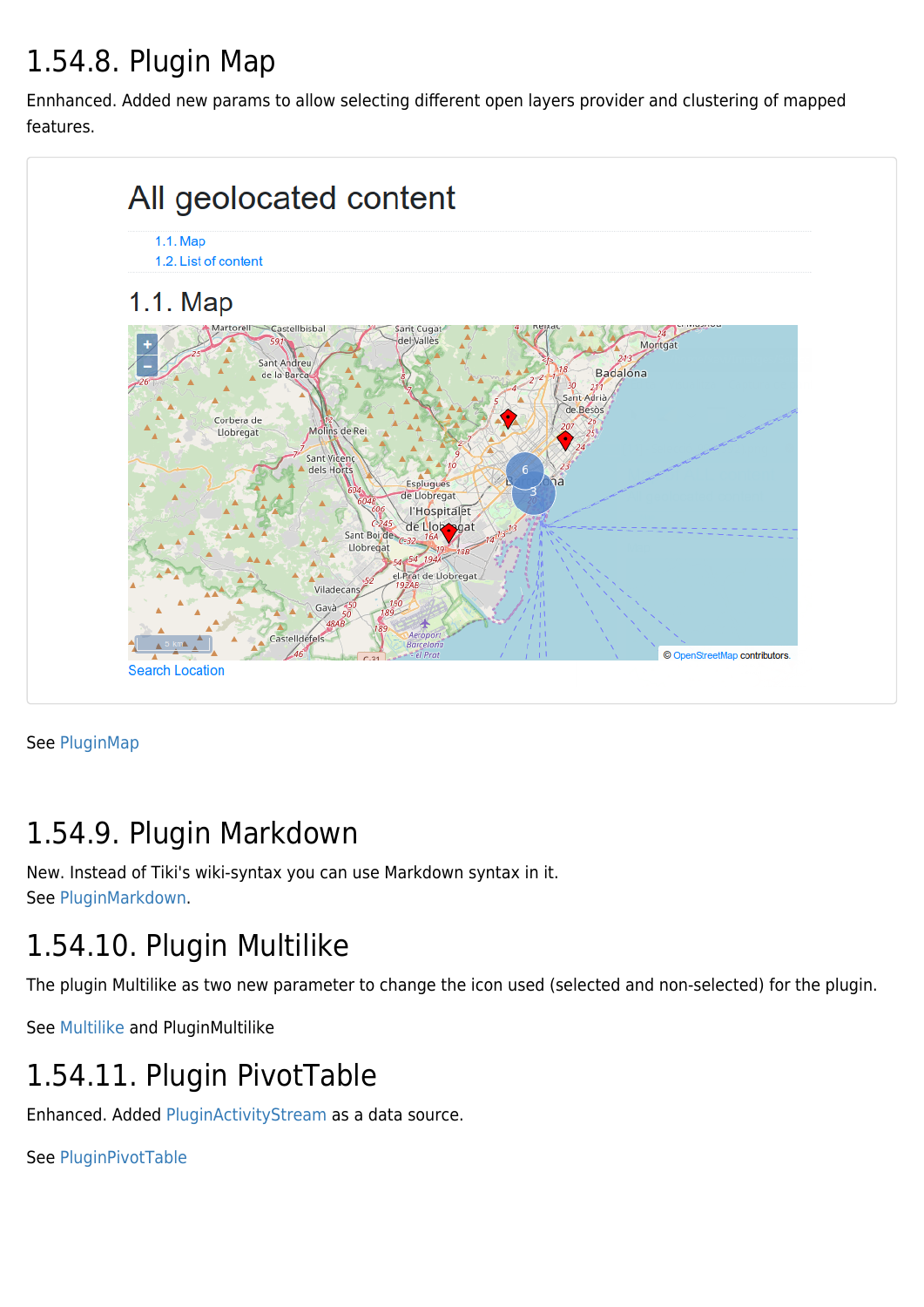## 1.54.8. Plugin Map

Ennhanced. Added new params to allow selecting different open layers provider and clustering of mapped features.

See PluginMap

## 1.54.9. Plugin Markdown

New. Instead of Tiki's wiki-syntax you can use Markdown syntax in it.
See PluginMarkdown.

## 1.54.10. Plugin Multilike

The plugin Multilike as two new parameter to change the icon used (selected and non-selected) for the plugin.

See Multilike and PluginMultilike

## 1.54.11. Plugin PivotTable

Enhanced. Added PluginActivityStream as a data source.

See PluginPivotTable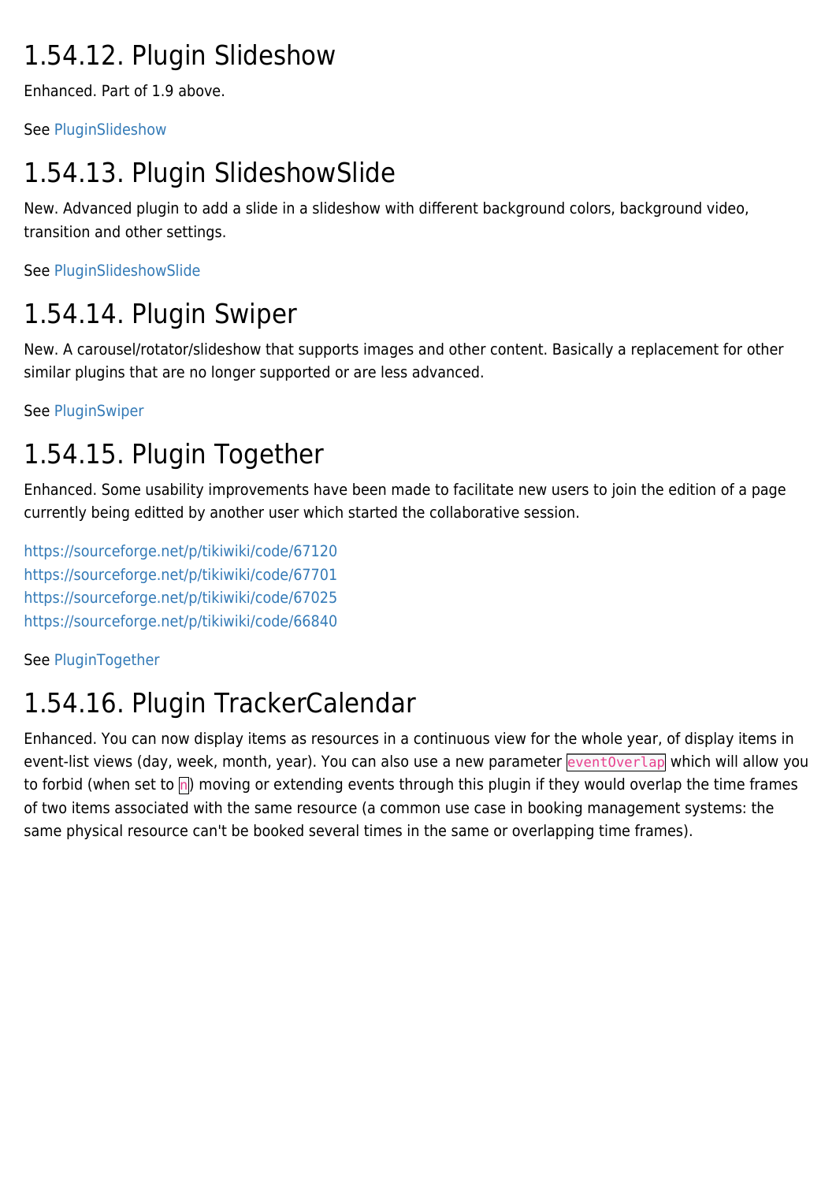## 1.54.12. Plugin Slideshow

Enhanced. Part of 1.9 above.

See PluginSlideshow

## 1.54.13. Plugin SlideshowSlide

New. Advanced plugin to add a slide in a slideshow with different background colors, background video, transition and other settings.

See PluginSlideshowSlide

## 1.54.14. Plugin Swiper

New. A carousel/rotator/slideshow that supports images and other content. Basically a replacement for other similar plugins that are no longer supported or are less advanced.

See PluginSwiper

## 1.54.15. Plugin Together

Enhanced. Some usability improvements have been made to facilitate new users to join the edition of a page currently being editted by another user which started the collaborative session.

https://sourceforge.net/p/tikiwiki/code/67120
https://sourceforge.net/p/tikiwiki/code/67701
https://sourceforge.net/p/tikiwiki/code/67025
https://sourceforge.net/p/tikiwiki/code/66840

See PluginTogether

## 1.54.16. Plugin TrackerCalendar

Enhanced. You can now display items as resources in a continuous view for the whole year, of display items in event-list views (day, week, month, year). You can also use a new parameter `eventOverlap` which will allow you to forbid (when set to `n`) moving or extending events through this plugin if they would overlap the time frames of two items associated with the same resource (a common use case in booking management systems: the same physical resource can't be booked several times in the same or overlapping time frames).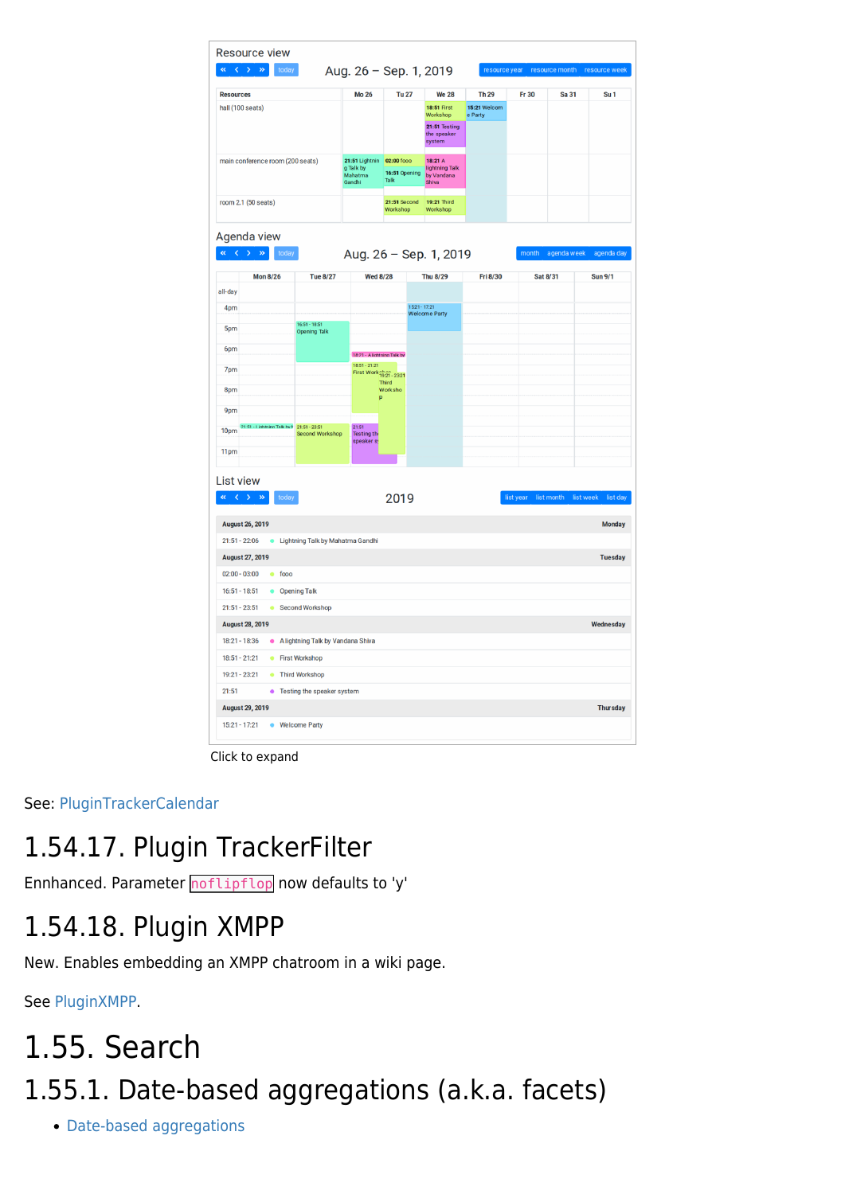Click to expand

See: PluginTrackerCalendar

## 1.54.17. Plugin TrackerFilter

Ennhanced. Parameter `noflipflop` now defaults to 'y'

## 1.54.18. Plugin XMPP

New. Enables embedding an XMPP chatroom in a wiki page.

See PluginXMPP.

# 1.55. Search

## 1.55.1. Date-based aggregations (a.k.a. facets)

- Date-based aggregations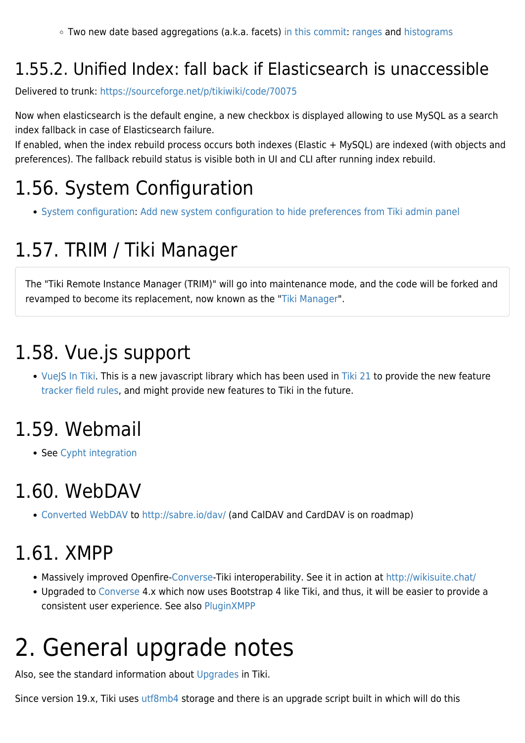- Two new date based aggregations (a.k.a. facets) in this commit: ranges and histograms

## 1.55.2. Unified Index: fall back if Elasticsearch is unaccessible

Delivered to trunk: https://sourceforge.net/p/tikiwiki/code/70075

Now when elasticsearch is the default engine, a new checkbox is displayed allowing to use MySQL as a search index fallback in case of Elasticsearch failure.
If enabled, when the index rebuild process occurs both indexes (Elastic + MySQL) are indexed (with objects and preferences). The fallback rebuild status is visible both in UI and CLI after running index rebuild.

# 1.56. System Configuration

- System configuration: Add new system configuration to hide preferences from Tiki admin panel

# 1.57. TRIM / Tiki Manager

The "Tiki Remote Instance Manager (TRIM)" will go into maintenance mode, and the code will be forked and revamped to become its replacement, now known as the "Tiki Manager".

# 1.58. Vue.js support

- VueJS In Tiki. This is a new javascript library which has been used in Tiki 21 to provide the new feature tracker field rules, and might provide new features to Tiki in the future.

# 1.59. Webmail

- See Cypht integration

# 1.60. WebDAV

- Converted WebDAV to http://sabre.io/dav/ (and CalDAV and CardDAV is on roadmap)

# 1.61. XMPP

- Massively improved Openfire-Converse-Tiki interoperability. See it in action at http://wikisuite.chat/
- Upgraded to Converse 4.x which now uses Bootstrap 4 like Tiki, and thus, it will be easier to provide a consistent user experience. See also PluginXMPP

# 2. General upgrade notes

Also, see the standard information about Upgrades in Tiki.

Since version 19.x, Tiki uses utf8mb4 storage and there is an upgrade script built in which will do this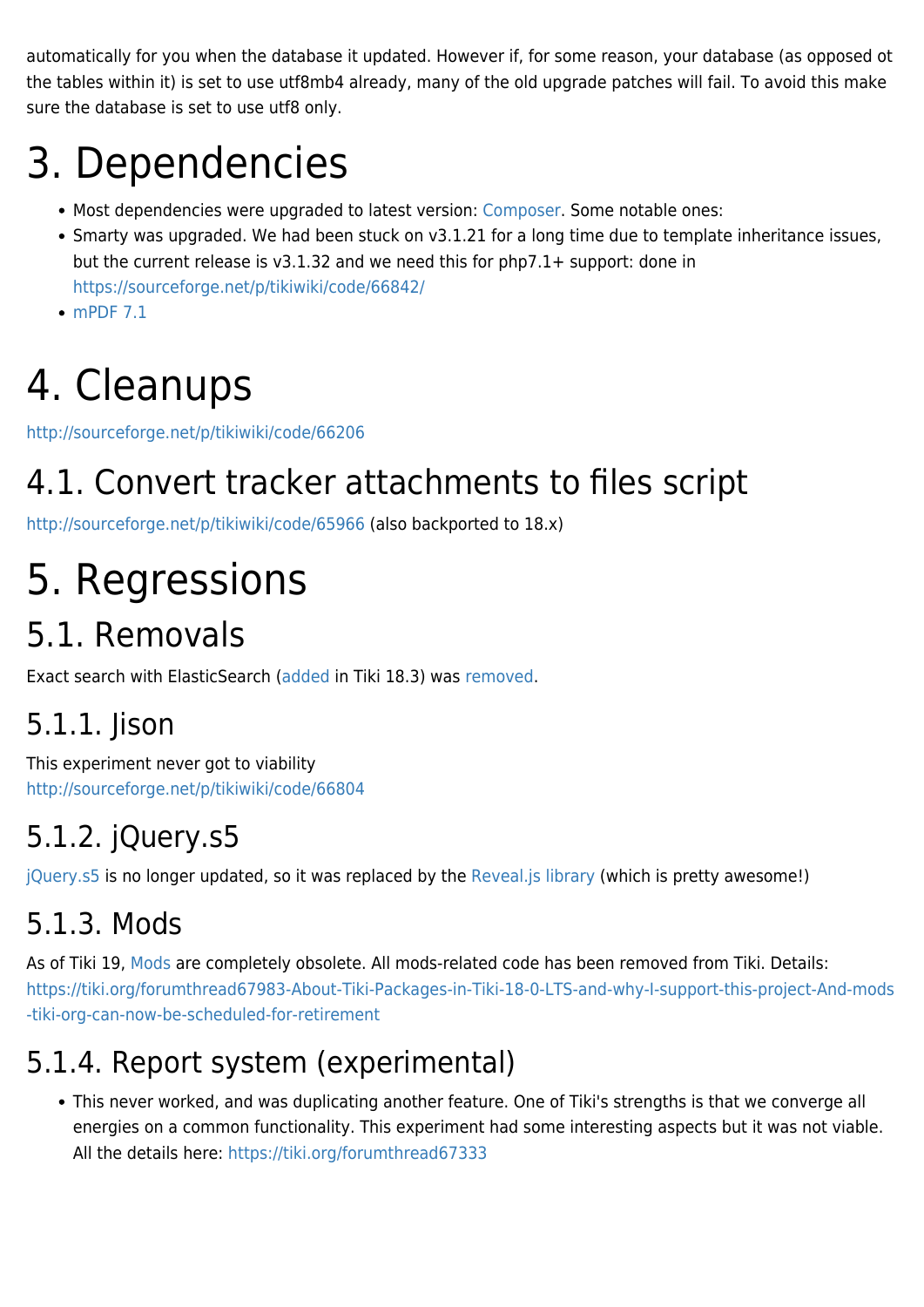automatically for you when the database it updated. However if, for some reason, your database (as opposed ot the tables within it) is set to use utf8mb4 already, many of the old upgrade patches will fail. To avoid this make sure the database is set to use utf8 only.

# 3. Dependencies

- Most dependencies were upgraded to latest version: Composer. Some notable ones:
- Smarty was upgraded. We had been stuck on v3.1.21 for a long time due to template inheritance issues, but the current release is v3.1.32 and we need this for php7.1+ support: done in https://sourceforge.net/p/tikiwiki/code/66842/
- mPDF 7.1

# 4. Cleanups

http://sourceforge.net/p/tikiwiki/code/66206

## 4.1. Convert tracker attachments to files script

http://sourceforge.net/p/tikiwiki/code/65966 (also backported to 18.x)

# 5. Regressions

## 5.1. Removals

Exact search with ElasticSearch (added in Tiki 18.3) was removed.

### 5.1.1. Jison

This experiment never got to viability
http://sourceforge.net/p/tikiwiki/code/66804

### 5.1.2. jQuery.s5

jQuery.s5 is no longer updated, so it was replaced by the Reveal.js library (which is pretty awesome!)

### 5.1.3. Mods

As of Tiki 19, Mods are completely obsolete. All mods-related code has been removed from Tiki. Details: https://tiki.org/forumthread67983-About-Tiki-Packages-in-Tiki-18-0-LTS-and-why-I-support-this-project-And-mods-tiki-org-can-now-be-scheduled-for-retirement

### 5.1.4. Report system (experimental)

- This never worked, and was duplicating another feature. One of Tiki's strengths is that we converge all energies on a common functionality. This experiment had some interesting aspects but it was not viable. All the details here: https://tiki.org/forumthread67333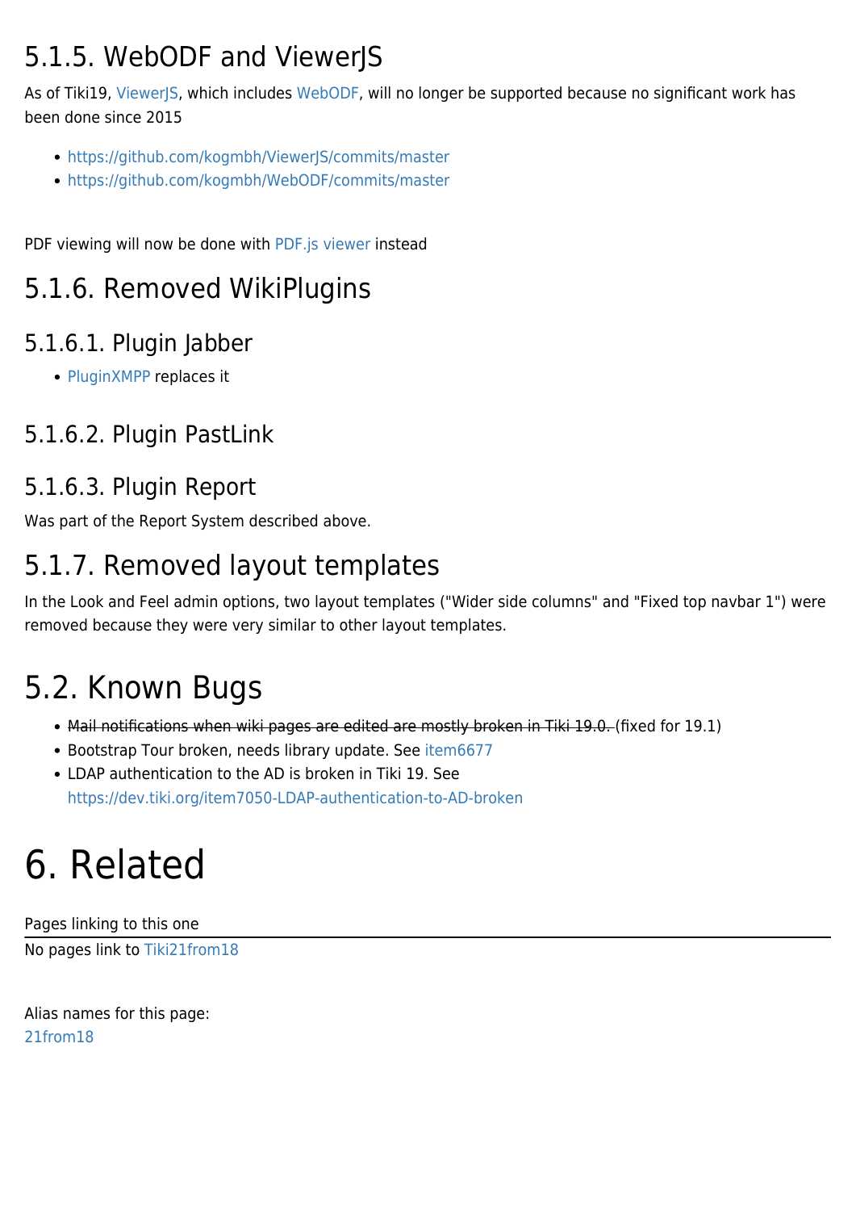### 5.1.5. WebODF and ViewerJS

As of Tiki19, ViewerJS, which includes WebODF, will no longer be supported because no significant work has been done since 2015

- https://github.com/kogmbh/ViewerJS/commits/master
- https://github.com/kogmbh/WebODF/commits/master

PDF viewing will now be done with PDF.js viewer instead

### 5.1.6. Removed WikiPlugins

#### 5.1.6.1. Plugin Jabber

- PluginXMPP replaces it

#### 5.1.6.2. Plugin PastLink

#### 5.1.6.3. Plugin Report

Was part of the Report System described above.

### 5.1.7. Removed layout templates

In the Look and Feel admin options, two layout templates ("Wider side columns" and "Fixed top navbar 1") were removed because they were very similar to other layout templates.

## 5.2. Known Bugs

- ~~Mail notifications when wiki pages are edited are mostly broken in Tiki 19.0.~~ (fixed for 19.1)
- Bootstrap Tour broken, needs library update. See item6677
- LDAP authentication to the AD is broken in Tiki 19. See https://dev.tiki.org/item7050-LDAP-authentication-to-AD-broken

# 6. Related

Pages linking to this one

No pages link to Tiki21from18

Alias names for this page:
21from18